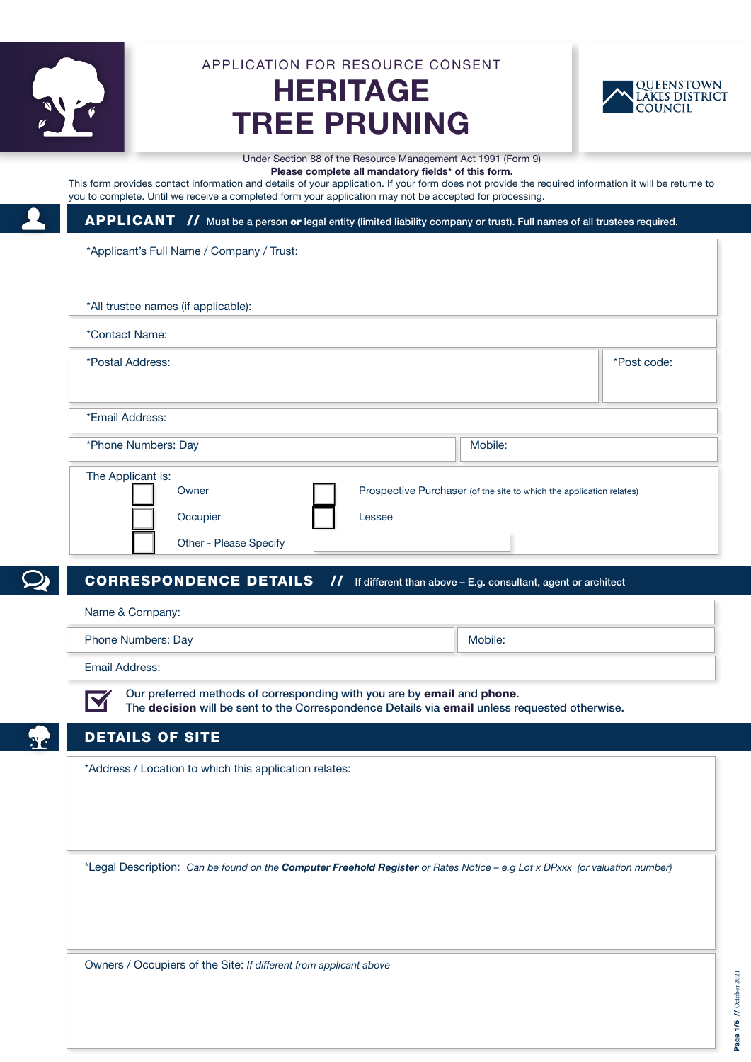APPLICATION FOR RESOURCE CONSENT

# HERITAGE TREE PRUNING

QUEENSTOWN LAKES DISTRICT COUNCIL

Under Section 88 of the Resource Management Act 1991 (Form 9)

**Please complete all mandatory fields* of this form.**

This form provides contact information and details of your application. If your form does not provide the required information it will be returne to you to complete. Until we receive a completed form your application may not be accepted for processing.

## APPLICANT // Must be a person **or** legal entity (limited liability company or trust). Full names of all trustees required.

*Applicant's Full Name / Company / Trust:

*All trustee names (if applicable):

*Contact Name:

*Postal Address:

*Post code:

*Email Address:

*Phone Numbers: Day

Mobile:

The Applicant is:

- ☐ Owner
- ☐ Prospective Purchaser (of the site to which the application relates)
- ☐ Occupier
- ☐ Lessee
- ☐ Other - Please Specify

## CORRESPONDENCE DETAILS // If different than above – E.g. consultant, agent or architect

Name & Company:

Phone Numbers: Day

Mobile:

Email Address:

☑ Our preferred methods of corresponding with you are by **email** and **phone**.
The **decision** will be sent to the Correspondence Details via **email** unless requested otherwise.

## DETAILS OF SITE

*Address / Location to which this application relates:

*Legal Description: *Can be found on the **Computer Freehold Register** or Rates Notice – e.g Lot x DPxxx (or valuation number)*

Owners / Occupiers of the Site: *If different from applicant above*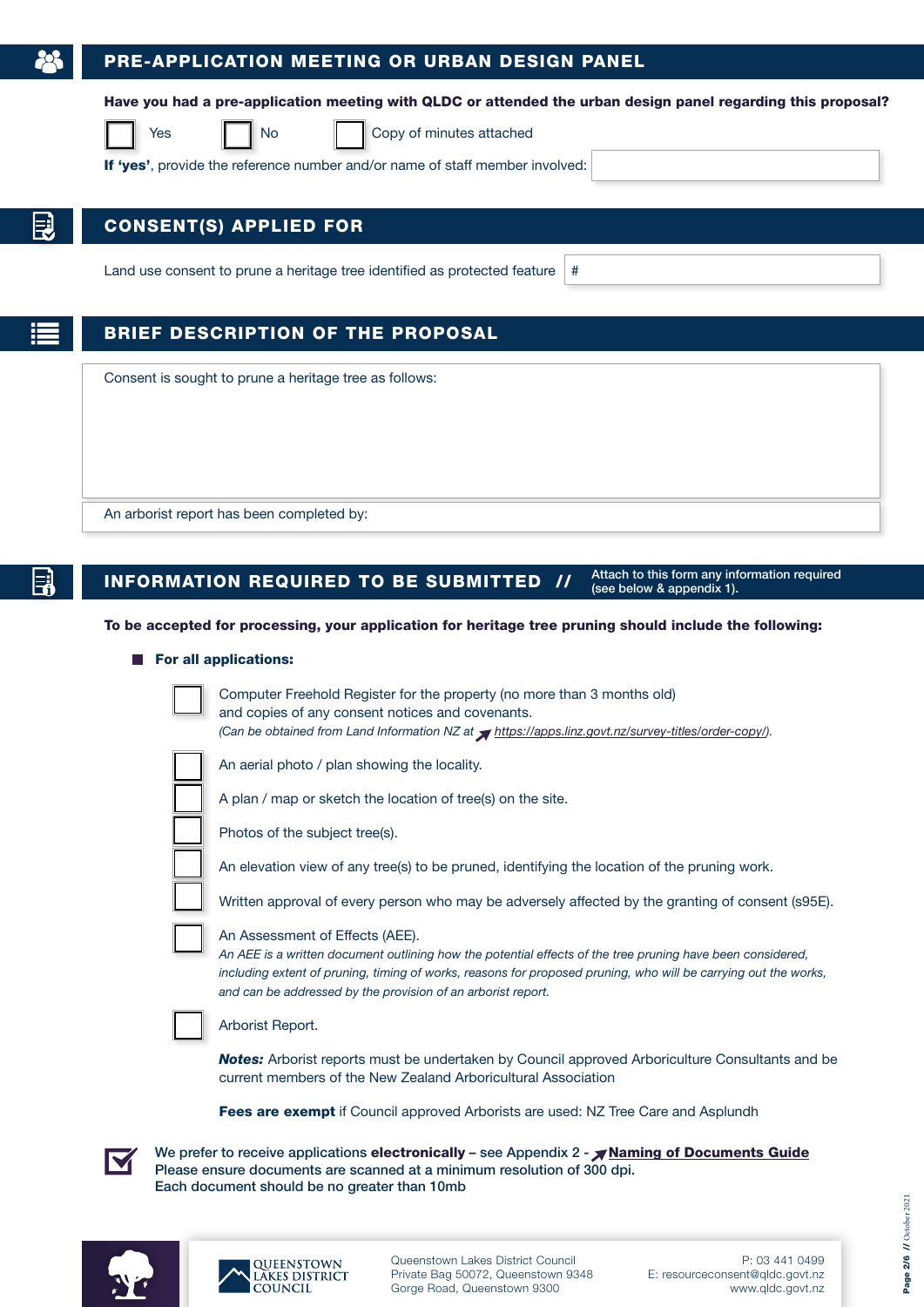## PRE-APPLICATION MEETING OR URBAN DESIGN PANEL

**Have you had a pre-application meeting with QLDC or attended the urban design panel regarding this proposal?**

☐ Yes ☐ No ☐ Copy of minutes attached

**If 'yes'**, provide the reference number and/or name of staff member involved:

## CONSENT(S) APPLIED FOR

Land use consent to prune a heritage tree identified as protected feature #

## BRIEF DESCRIPTION OF THE PROPOSAL

Consent is sought to prune a heritage tree as follows:

An arborist report has been completed by:

## INFORMATION REQUIRED TO BE SUBMITTED // 

Attach to this form any information required (see below & appendix 1).

**To be accepted for processing, your application for heritage tree pruning should include the following:**

- **For all applications:**

  ☐ Computer Freehold Register for the property (no more than 3 months old) and copies of any consent notices and covenants.
  *(Can be obtained from Land Information NZ at https://apps.linz.govt.nz/survey-titles/order-copy/).*

  ☐ An aerial photo / plan showing the locality.

  ☐ A plan / map or sketch the location of tree(s) on the site.

  ☐ Photos of the subject tree(s).

  ☐ An elevation view of any tree(s) to be pruned, identifying the location of the pruning work.

  ☐ Written approval of every person who may be adversely affected by the granting of consent (s95E).

  ☐ An Assessment of Effects (AEE).
  *An AEE is a written document outlining how the potential effects of the tree pruning have been considered, including extent of pruning, timing of works, reasons for proposed pruning, who will be carrying out the works, and can be addressed by the provision of an arborist report.*

  ☐ Arborist Report.

  ***Notes:*** Arborist reports must be undertaken by Council approved Arboriculture Consultants and be current members of the New Zealand Arboricultural Association

  **Fees are exempt** if Council approved Arborists are used: NZ Tree Care and Asplundh

We prefer to receive applications **electronically** – see Appendix 2 - **Naming of Documents Guide**
Please ensure documents are scanned at a minimum resolution of 300 dpi.
Each document should be no greater than 10mb

QUEENSTOWN LAKES DISTRICT COUNCIL

Queenstown Lakes District Council
Private Bag 50072, Queenstown 9348
Gorge Road, Queenstown 9300

P: 03 441 0499
E: resourceconsent@qldc.govt.nz
www.qldc.govt.nz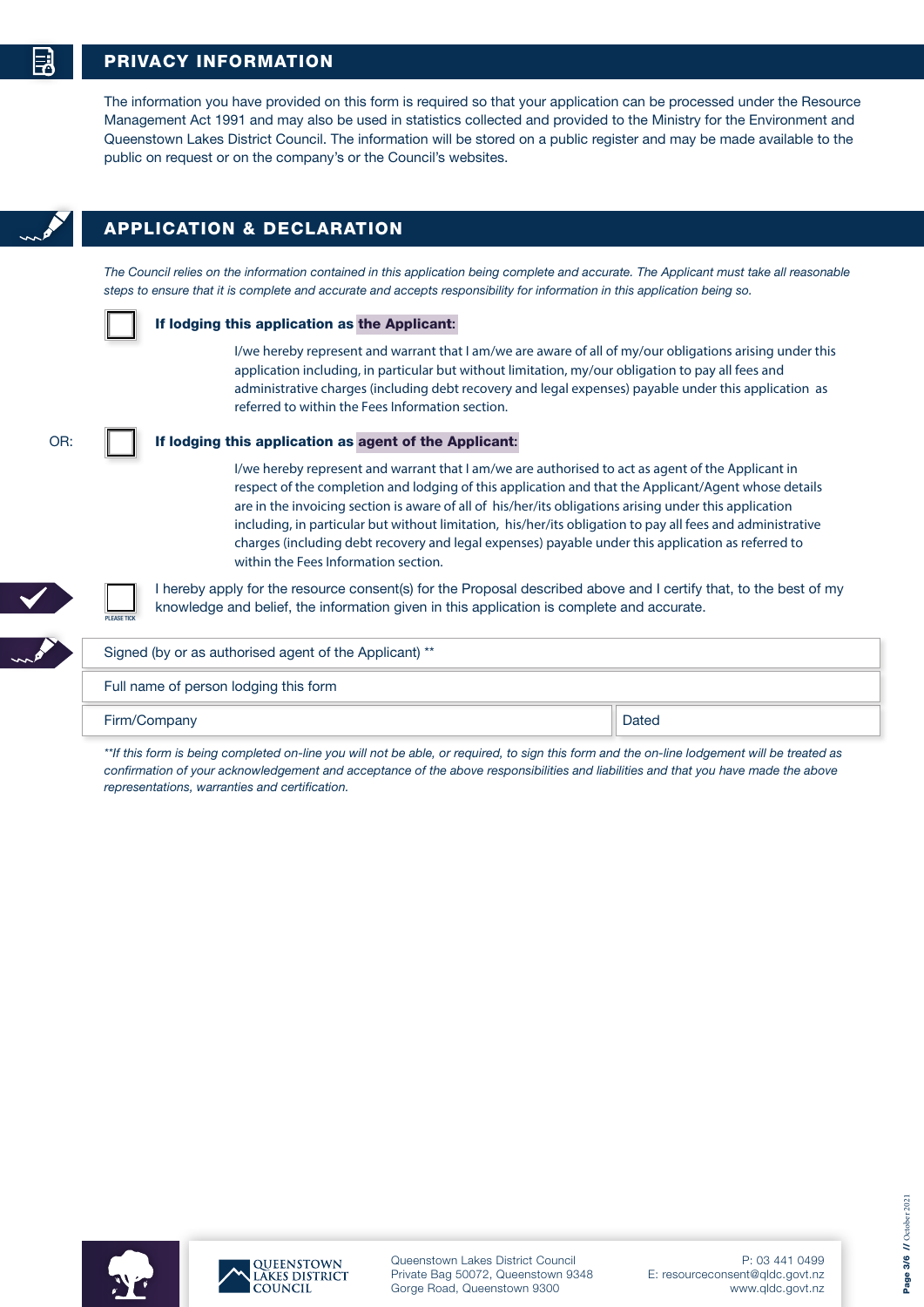## PRIVACY INFORMATION

The information you have provided on this form is required so that your application can be processed under the Resource Management Act 1991 and may also be used in statistics collected and provided to the Ministry for the Environment and Queenstown Lakes District Council. The information will be stored on a public register and may be made available to the public on request or on the company's or the Council's websites.

## APPLICATION & DECLARATION

*The Council relies on the information contained in this application being complete and accurate. The Applicant must take all reasonable steps to ensure that it is complete and accurate and accepts responsibility for information in this application being so.*

☐ **If lodging this application as the Applicant:**

I/we hereby represent and warrant that I am/we are aware of all of my/our obligations arising under this application including, in particular but without limitation, my/our obligation to pay all fees and administrative charges (including debt recovery and legal expenses) payable under this application as referred to within the Fees Information section.

OR: ☐ **If lodging this application as agent of the Applicant:**

I/we hereby represent and warrant that I am/we are authorised to act as agent of the Applicant in respect of the completion and lodging of this application and that the Applicant/Agent whose details are in the invoicing section is aware of all of his/her/its obligations arising under this application including, in particular but without limitation, his/her/its obligation to pay all fees and administrative charges (including debt recovery and legal expenses) payable under this application as referred to within the Fees Information section.

☐ PLEASE TICK — I hereby apply for the resource consent(s) for the Proposal described above and I certify that, to the best of my knowledge and belief, the information given in this application is complete and accurate.

| Signed (by or as authorised agent of the Applicant) ** | |
|---|---|
| Full name of person lodging this form | |
| Firm/Company | Dated |

*\*\*If this form is being completed on-line you will not be able, or required, to sign this form and the on-line lodgement will be treated as confirmation of your acknowledgement and acceptance of the above responsibilities and liabilities and that you have made the above representations, warranties and certification.*

QUEENSTOWN LAKES DISTRICT COUNCIL

Queenstown Lakes District Council
Private Bag 50072, Queenstown 9348
Gorge Road, Queenstown 9300

P: 03 441 0499
E: resourceconsent@qldc.govt.nz
www.qldc.govt.nz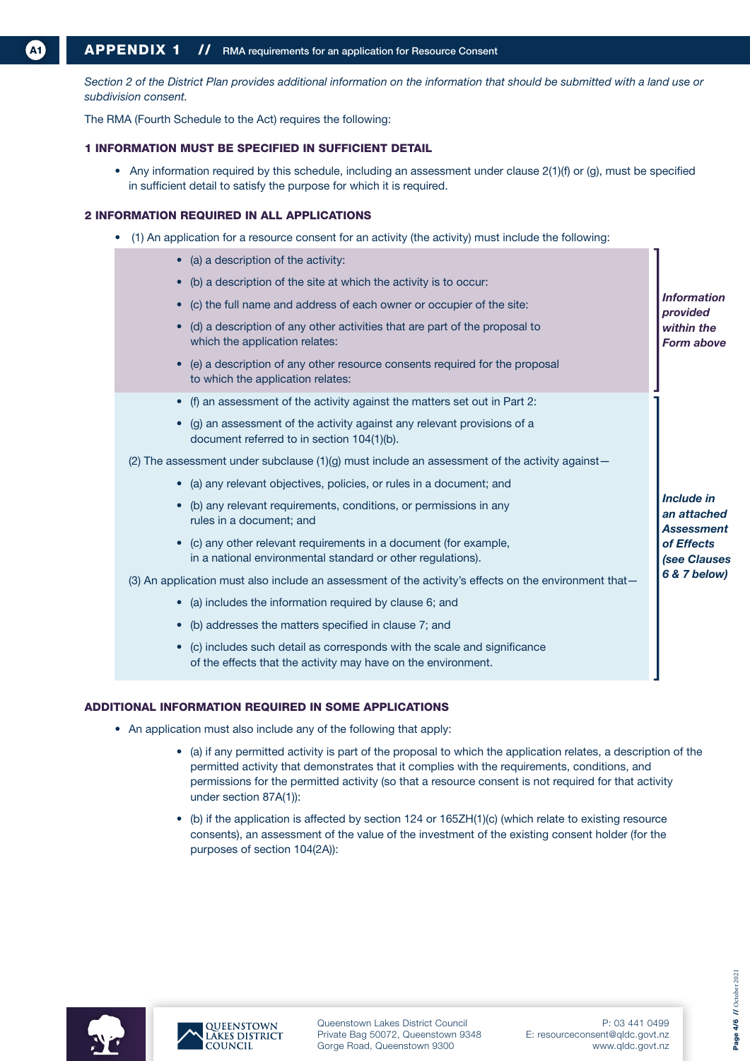# APPENDIX 1 // RMA requirements for an application for Resource Consent

*Section 2 of the District Plan provides additional information on the information that should be submitted with a land use or subdivision consent.*

The RMA (Fourth Schedule to the Act) requires the following:

### 1 INFORMATION MUST BE SPECIFIED IN SUFFICIENT DETAIL

- Any information required by this schedule, including an assessment under clause 2(1)(f) or (g), must be specified in sufficient detail to satisfy the purpose for which it is required.

### 2 INFORMATION REQUIRED IN ALL APPLICATIONS

- (1) An application for a resource consent for an activity (the activity) must include the following:

  *Information provided within the Form above:*

  - (a) a description of the activity:
  - (b) a description of the site at which the activity is to occur:
  - (c) the full name and address of each owner or occupier of the site:
  - (d) a description of any other activities that are part of the proposal to which the application relates:
  - (e) a description of any other resource consents required for the proposal to which the application relates:

  *Include in an attached Assessment of Effects (see Clauses 6 & 7 below):*

  - (f) an assessment of the activity against the matters set out in Part 2:
  - (g) an assessment of the activity against any relevant provisions of a document referred to in section 104(1)(b).

  (2) The assessment under subclause (1)(g) must include an assessment of the activity against—

  - (a) any relevant objectives, policies, or rules in a document; and
  - (b) any relevant requirements, conditions, or permissions in any rules in a document; and
  - (c) any other relevant requirements in a document (for example, in a national environmental standard or other regulations).

  (3) An application must also include an assessment of the activity's effects on the environment that—

  - (a) includes the information required by clause 6; and
  - (b) addresses the matters specified in clause 7; and
  - (c) includes such detail as corresponds with the scale and significance of the effects that the activity may have on the environment.

### ADDITIONAL INFORMATION REQUIRED IN SOME APPLICATIONS

- An application must also include any of the following that apply:
  - (a) if any permitted activity is part of the proposal to which the application relates, a description of the permitted activity that demonstrates that it complies with the requirements, conditions, and permissions for the permitted activity (so that a resource consent is not required for that activity under section 87A(1)):
  - (b) if the application is affected by section 124 or 165ZH(1)(c) (which relate to existing resource consents), an assessment of the value of the investment of the existing consent holder (for the purposes of section 104(2A)):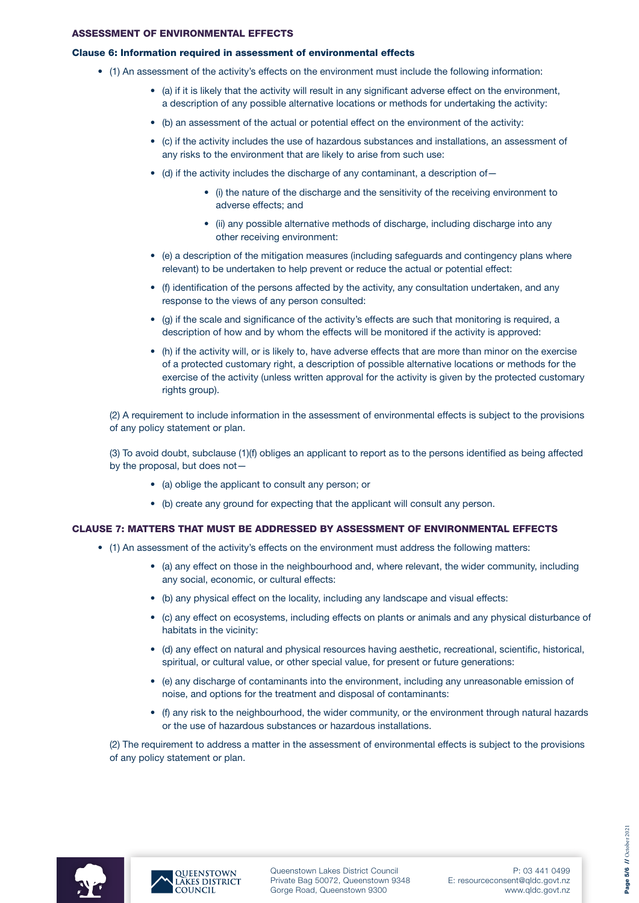## ASSESSMENT OF ENVIRONMENTAL EFFECTS

### Clause 6: Information required in assessment of environmental effects

- (1) An assessment of the activity's effects on the environment must include the following information:
  - (a) if it is likely that the activity will result in any significant adverse effect on the environment, a description of any possible alternative locations or methods for undertaking the activity:
  - (b) an assessment of the actual or potential effect on the environment of the activity:
  - (c) if the activity includes the use of hazardous substances and installations, an assessment of any risks to the environment that are likely to arise from such use:
  - (d) if the activity includes the discharge of any contaminant, a description of—
    - (i) the nature of the discharge and the sensitivity of the receiving environment to adverse effects; and
    - (ii) any possible alternative methods of discharge, including discharge into any other receiving environment:
  - (e) a description of the mitigation measures (including safeguards and contingency plans where relevant) to be undertaken to help prevent or reduce the actual or potential effect:
  - (f) identification of the persons affected by the activity, any consultation undertaken, and any response to the views of any person consulted:
  - (g) if the scale and significance of the activity's effects are such that monitoring is required, a description of how and by whom the effects will be monitored if the activity is approved:
  - (h) if the activity will, or is likely to, have adverse effects that are more than minor on the exercise of a protected customary right, a description of possible alternative locations or methods for the exercise of the activity (unless written approval for the activity is given by the protected customary rights group).

  (2) A requirement to include information in the assessment of environmental effects is subject to the provisions of any policy statement or plan.

  (3) To avoid doubt, subclause (1)(f) obliges an applicant to report as to the persons identified as being affected by the proposal, but does not—
  - (a) oblige the applicant to consult any person; or
  - (b) create any ground for expecting that the applicant will consult any person.

### CLAUSE 7: MATTERS THAT MUST BE ADDRESSED BY ASSESSMENT OF ENVIRONMENTAL EFFECTS

- (1) An assessment of the activity's effects on the environment must address the following matters:
  - (a) any effect on those in the neighbourhood and, where relevant, the wider community, including any social, economic, or cultural effects:
  - (b) any physical effect on the locality, including any landscape and visual effects:
  - (c) any effect on ecosystems, including effects on plants or animals and any physical disturbance of habitats in the vicinity:
  - (d) any effect on natural and physical resources having aesthetic, recreational, scientific, historical, spiritual, or cultural value, or other special value, for present or future generations:
  - (e) any discharge of contaminants into the environment, including any unreasonable emission of noise, and options for the treatment and disposal of contaminants:
  - (f) any risk to the neighbourhood, the wider community, or the environment through natural hazards or the use of hazardous substances or hazardous installations.

  (2) The requirement to address a matter in the assessment of environmental effects is subject to the provisions of any policy statement or plan.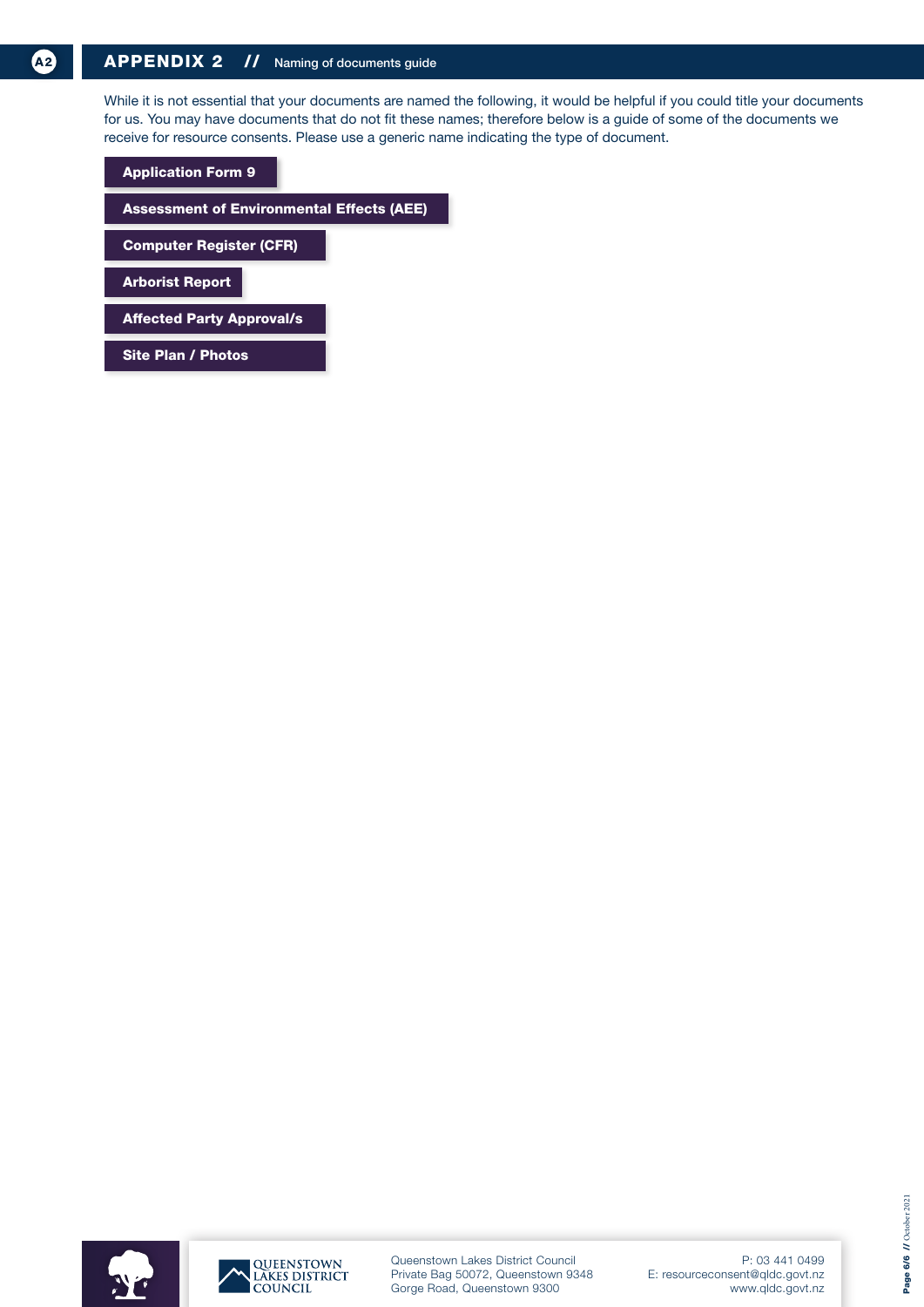## APPENDIX 2 // Naming of documents guide

While it is not essential that your documents are named the following, it would be helpful if you could title your documents for us. You may have documents that do not fit these names; therefore below is a guide of some of the documents we receive for resource consents. Please use a generic name indicating the type of document.

**Application Form 9**

**Assessment of Environmental Effects (AEE)**

**Computer Register (CFR)**

**Arborist Report**

**Affected Party Approval/s**

**Site Plan / Photos**

Queenstown Lakes District Council
Private Bag 50072, Queenstown 9348
Gorge Road, Queenstown 9300

P: 03 441 0499
E: resourceconsent@qldc.govt.nz
www.qldc.govt.nz